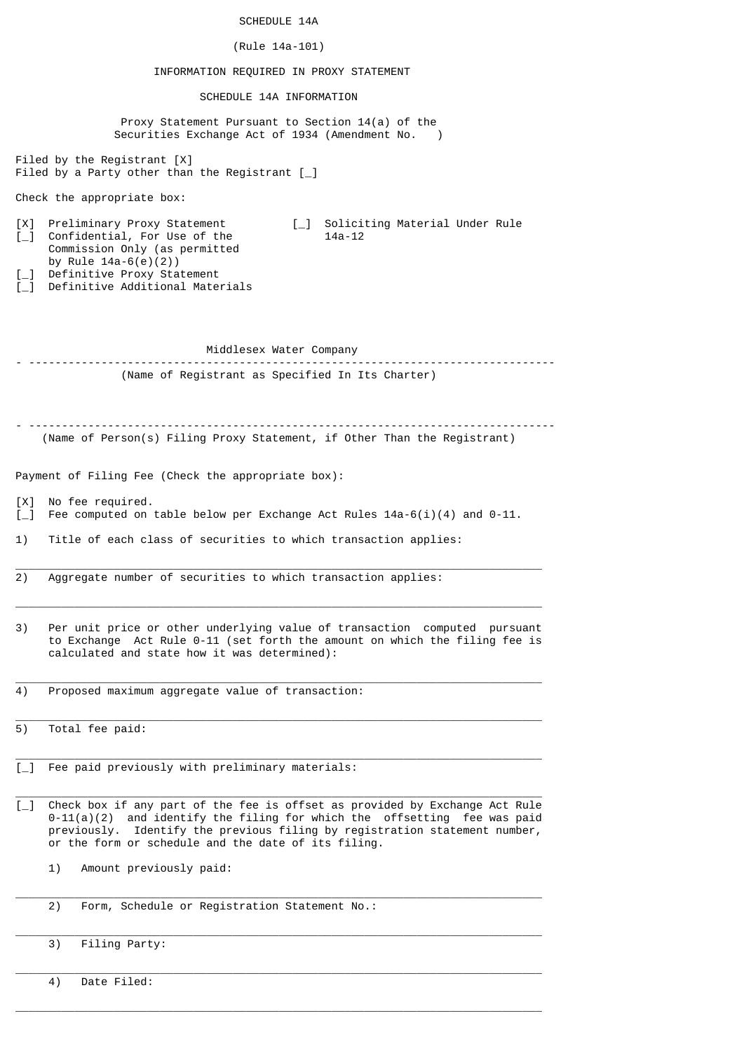SCHEDULE 14A

(Rule 14a-101)

INFORMATION REQUIRED IN PROXY STATEMENT

SCHEDULE 14A INFORMATION

Proxy Statement Pursuant to Section 14(a) of the Securities Exchange Act of 1934 (Amendment No. )

Filed by the Registrant [X]
Filed by a Party other than the Registrant [_]

Check the appropriate box:

[X] Preliminary Proxy Statement
[_] Confidential, For Use of the Commission Only (as permitted by Rule 14a-6(e)(2))
[_] Definitive Proxy Statement
[_] Definitive Additional Materials
[_] Soliciting Material Under Rule 14a-12

Middlesex Water Company

---

(Name of Registrant as Specified In Its Charter)

---

(Name of Person(s) Filing Proxy Statement, if Other Than the Registrant)

Payment of Filing Fee (Check the appropriate box):

[X] No fee required.
[_] Fee computed on table below per Exchange Act Rules 14a-6(i)(4) and 0-11.

1) Title of each class of securities to which transaction applies:

---

2) Aggregate number of securities to which transaction applies:

---

3) Per unit price or other underlying value of transaction computed pursuant to Exchange Act Rule 0-11 (set forth the amount on which the filing fee is calculated and state how it was determined):

---

4) Proposed maximum aggregate value of transaction:

---

5) Total fee paid:

---

[_] Fee paid previously with preliminary materials:

---

[_] Check box if any part of the fee is offset as provided by Exchange Act Rule 0-11(a)(2) and identify the filing for which the offsetting fee was paid previously. Identify the previous filing by registration statement number, or the form or schedule and the date of its filing.

1) Amount previously paid:

---

2) Form, Schedule or Registration Statement No.:

---

3) Filing Party:

---

4) Date Filed:

---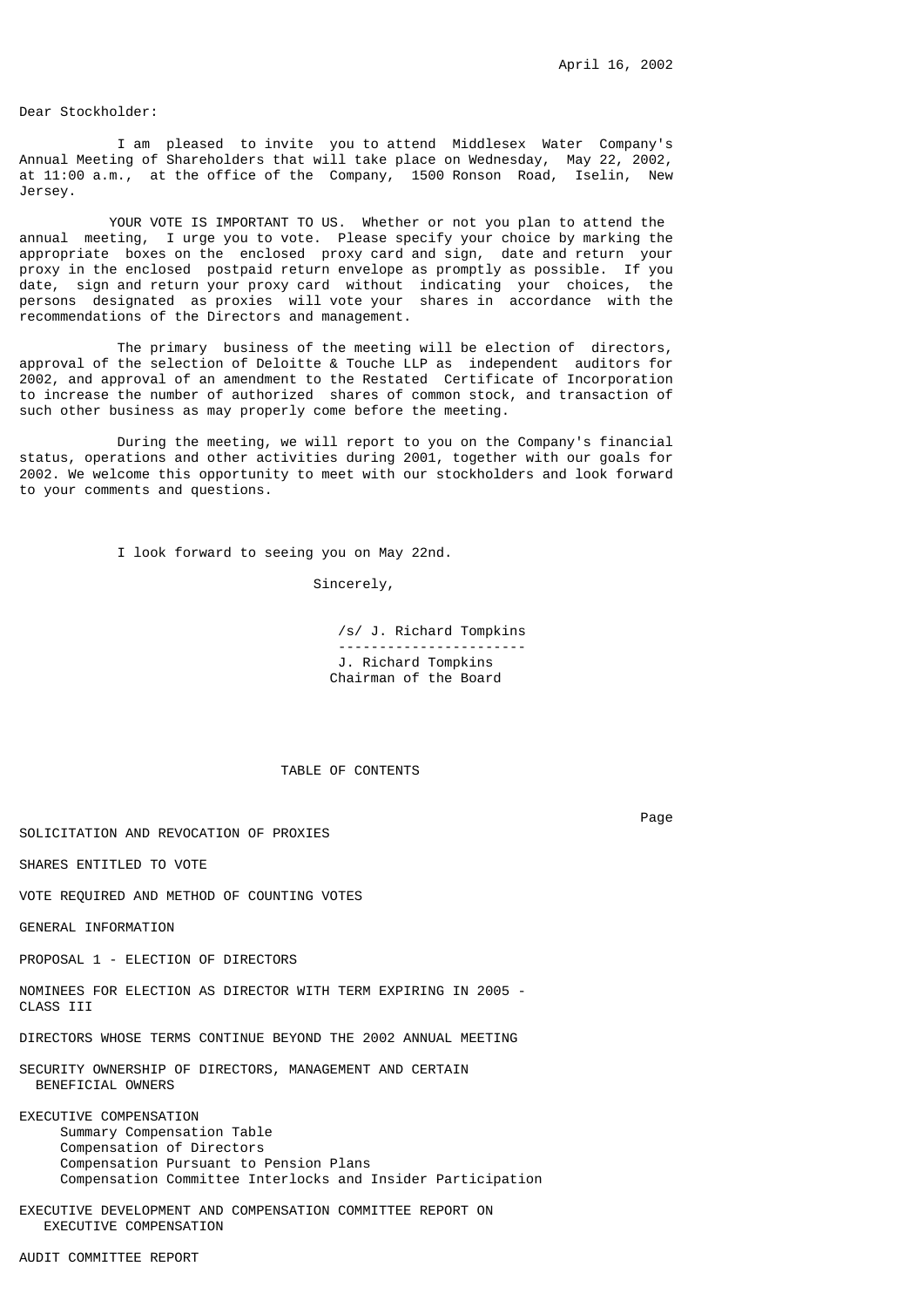April 16, 2002

Dear Stockholder:

I am pleased to invite you to attend Middlesex Water Company's Annual Meeting of Shareholders that will take place on Wednesday, May 22, 2002, at 11:00 a.m., at the office of the Company, 1500 Ronson Road, Iselin, New Jersey.

YOUR VOTE IS IMPORTANT TO US. Whether or not you plan to attend the annual meeting, I urge you to vote. Please specify your choice by marking the appropriate boxes on the enclosed proxy card and sign, date and return your proxy in the enclosed postpaid return envelope as promptly as possible. If you date, sign and return your proxy card without indicating your choices, the persons designated as proxies will vote your shares in accordance with the recommendations of the Directors and management.

The primary business of the meeting will be election of directors, approval of the selection of Deloitte & Touche LLP as independent auditors for 2002, and approval of an amendment to the Restated Certificate of Incorporation to increase the number of authorized shares of common stock, and transaction of such other business as may properly come before the meeting.

During the meeting, we will report to you on the Company's financial status, operations and other activities during 2001, together with our goals for 2002. We welcome this opportunity to meet with our stockholders and look forward to your comments and questions.

I look forward to seeing you on May 22nd.

Sincerely,

/s/ J. Richard Tompkins

J. Richard Tompkins
Chairman of the Board

## TABLE OF CONTENTS

| | Page |
|---|---|
| SOLICITATION AND REVOCATION OF PROXIES | |
| SHARES ENTITLED TO VOTE | |
| VOTE REQUIRED AND METHOD OF COUNTING VOTES | |
| GENERAL INFORMATION | |
| PROPOSAL 1 - ELECTION OF DIRECTORS | |
| NOMINEES FOR ELECTION AS DIRECTOR WITH TERM EXPIRING IN 2005 - CLASS III | |
| DIRECTORS WHOSE TERMS CONTINUE BEYOND THE 2002 ANNUAL MEETING | |
| SECURITY OWNERSHIP OF DIRECTORS, MANAGEMENT AND CERTAIN BENEFICIAL OWNERS | |
| EXECUTIVE COMPENSATION | |
| Summary Compensation Table | |
| Compensation of Directors | |
| Compensation Pursuant to Pension Plans | |
| Compensation Committee Interlocks and Insider Participation | |
| EXECUTIVE DEVELOPMENT AND COMPENSATION COMMITTEE REPORT ON EXECUTIVE COMPENSATION | |
| AUDIT COMMITTEE REPORT | |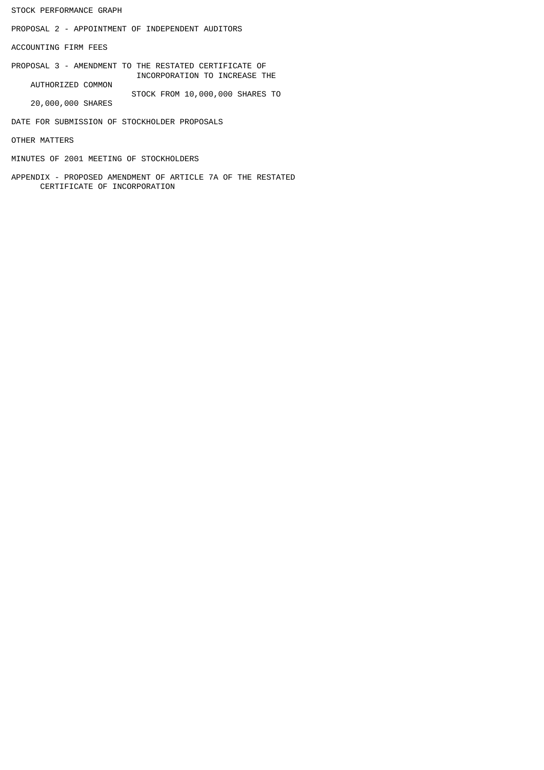STOCK PERFORMANCE GRAPH

PROPOSAL 2 - APPOINTMENT OF INDEPENDENT AUDITORS

ACCOUNTING FIRM FEES

PROPOSAL 3 - AMENDMENT TO THE RESTATED CERTIFICATE OF INCORPORATION TO INCREASE THE AUTHORIZED COMMON STOCK FROM 10,000,000 SHARES TO 20,000,000 SHARES

DATE FOR SUBMISSION OF STOCKHOLDER PROPOSALS

OTHER MATTERS

MINUTES OF 2001 MEETING OF STOCKHOLDERS

APPENDIX - PROPOSED AMENDMENT OF ARTICLE 7A OF THE RESTATED CERTIFICATE OF INCORPORATION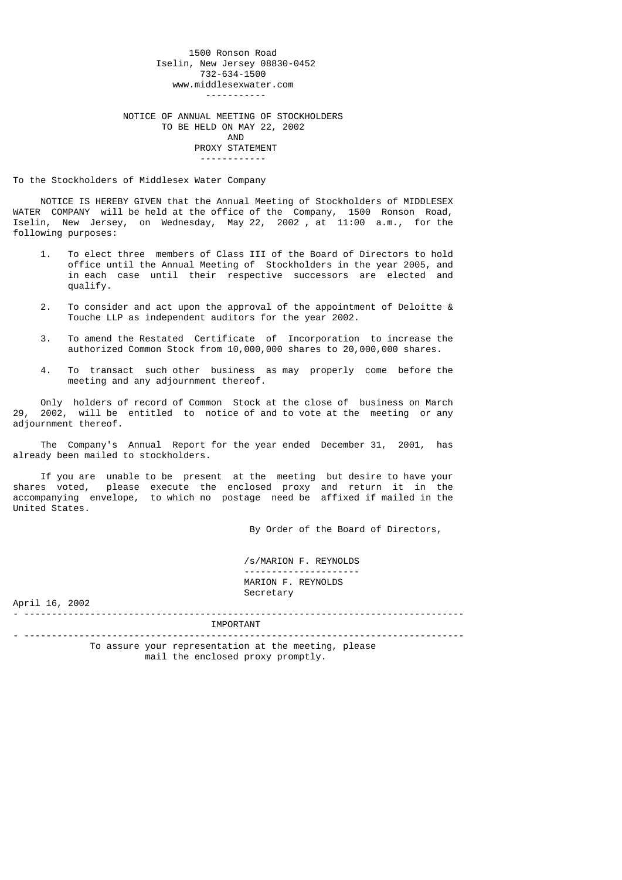1500 Ronson Road
Iselin, New Jersey 08830-0452
732-634-1500
www.middlesexwater.com

---

# NOTICE OF ANNUAL MEETING OF STOCKHOLDERS
## TO BE HELD ON MAY 22, 2002
## AND
## PROXY STATEMENT

---

To the Stockholders of Middlesex Water Company

NOTICE IS HEREBY GIVEN that the Annual Meeting of Stockholders of MIDDLESEX WATER COMPANY will be held at the office of the Company, 1500 Ronson Road, Iselin, New Jersey, on Wednesday, May 22, 2002 , at 11:00 a.m., for the following purposes:

1. To elect three members of Class III of the Board of Directors to hold office until the Annual Meeting of Stockholders in the year 2005, and in each case until their respective successors are elected and qualify.

2. To consider and act upon the approval of the appointment of Deloitte & Touche LLP as independent auditors for the year 2002.

3. To amend the Restated Certificate of Incorporation to increase the authorized Common Stock from 10,000,000 shares to 20,000,000 shares.

4. To transact such other business as may properly come before the meeting and any adjournment thereof.

Only holders of record of Common Stock at the close of business on March 29, 2002, will be entitled to notice of and to vote at the meeting or any adjournment thereof.

The Company's Annual Report for the year ended December 31, 2001, has already been mailed to stockholders.

If you are unable to be present at the meeting but desire to have your shares voted, please execute the enclosed proxy and return it in the accompanying envelope, to which no postage need be affixed if mailed in the United States.

By Order of the Board of Directors,

/s/MARION F. REYNOLDS

MARION F. REYNOLDS
Secretary

April 16, 2002

---

**IMPORTANT**

---

To assure your representation at the meeting, please mail the enclosed proxy promptly.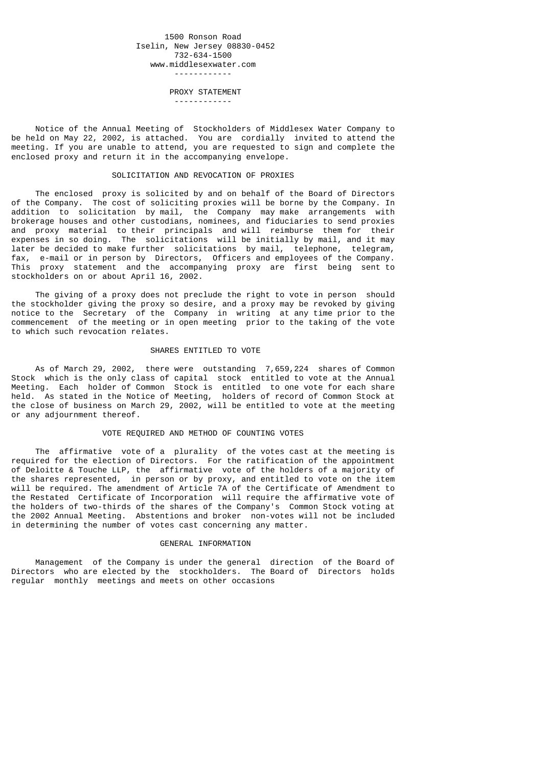1500 Ronson Road
Iselin, New Jersey 08830-0452
732-634-1500
www.middlesexwater.com

------------

# PROXY STATEMENT

------------

Notice of the Annual Meeting of Stockholders of Middlesex Water Company to be held on May 22, 2002, is attached. You are cordially invited to attend the meeting. If you are unable to attend, you are requested to sign and complete the enclosed proxy and return it in the accompanying envelope.

## SOLICITATION AND REVOCATION OF PROXIES

The enclosed proxy is solicited by and on behalf of the Board of Directors of the Company. The cost of soliciting proxies will be borne by the Company. In addition to solicitation by mail, the Company may make arrangements with brokerage houses and other custodians, nominees, and fiduciaries to send proxies and proxy material to their principals and will reimburse them for their expenses in so doing. The solicitations will be initially by mail, and it may later be decided to make further solicitations by mail, telephone, telegram, fax, e-mail or in person by Directors, Officers and employees of the Company. This proxy statement and the accompanying proxy are first being sent to stockholders on or about April 16, 2002.

The giving of a proxy does not preclude the right to vote in person should the stockholder giving the proxy so desire, and a proxy may be revoked by giving notice to the Secretary of the Company in writing at any time prior to the commencement of the meeting or in open meeting prior to the taking of the vote to which such revocation relates.

## SHARES ENTITLED TO VOTE

As of March 29, 2002, there were outstanding 7,659,224 shares of Common Stock which is the only class of capital stock entitled to vote at the Annual Meeting. Each holder of Common Stock is entitled to one vote for each share held. As stated in the Notice of Meeting, holders of record of Common Stock at the close of business on March 29, 2002, will be entitled to vote at the meeting or any adjournment thereof.

## VOTE REQUIRED AND METHOD OF COUNTING VOTES

The affirmative vote of a plurality of the votes cast at the meeting is required for the election of Directors. For the ratification of the appointment of Deloitte & Touche LLP, the affirmative vote of the holders of a majority of the shares represented, in person or by proxy, and entitled to vote on the item will be required. The amendment of Article 7A of the Certificate of Amendment to the Restated Certificate of Incorporation will require the affirmative vote of the holders of two-thirds of the shares of the Company's Common Stock voting at the 2002 Annual Meeting. Abstentions and broker non-votes will not be included in determining the number of votes cast concerning any matter.

## GENERAL INFORMATION

Management of the Company is under the general direction of the Board of Directors who are elected by the stockholders. The Board of Directors holds regular monthly meetings and meets on other occasions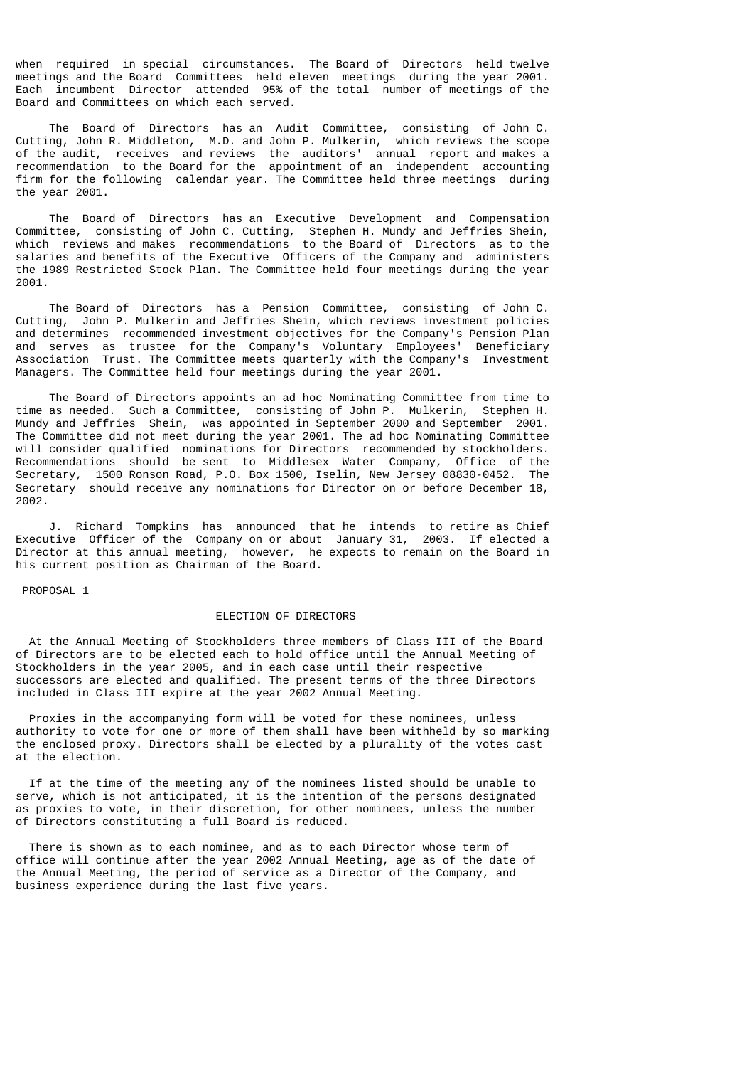when required in special circumstances. The Board of Directors held twelve meetings and the Board Committees held eleven meetings during the year 2001. Each incumbent Director attended 95% of the total number of meetings of the Board and Committees on which each served.

The Board of Directors has an Audit Committee, consisting of John C. Cutting, John R. Middleton, M.D. and John P. Mulkerin, which reviews the scope of the audit, receives and reviews the auditors' annual report and makes a recommendation to the Board for the appointment of an independent accounting firm for the following calendar year. The Committee held three meetings during the year 2001.

The Board of Directors has an Executive Development and Compensation Committee, consisting of John C. Cutting, Stephen H. Mundy and Jeffries Shein, which reviews and makes recommendations to the Board of Directors as to the salaries and benefits of the Executive Officers of the Company and administers the 1989 Restricted Stock Plan. The Committee held four meetings during the year 2001.

The Board of Directors has a Pension Committee, consisting of John C. Cutting, John P. Mulkerin and Jeffries Shein, which reviews investment policies and determines recommended investment objectives for the Company's Pension Plan and serves as trustee for the Company's Voluntary Employees' Beneficiary Association Trust. The Committee meets quarterly with the Company's Investment Managers. The Committee held four meetings during the year 2001.

The Board of Directors appoints an ad hoc Nominating Committee from time to time as needed. Such a Committee, consisting of John P. Mulkerin, Stephen H. Mundy and Jeffries Shein, was appointed in September 2000 and September 2001. The Committee did not meet during the year 2001. The ad hoc Nominating Committee will consider qualified nominations for Directors recommended by stockholders. Recommendations should be sent to Middlesex Water Company, Office of the Secretary, 1500 Ronson Road, P.O. Box 1500, Iselin, New Jersey 08830-0452. The Secretary should receive any nominations for Director on or before December 18, 2002.

J. Richard Tompkins has announced that he intends to retire as Chief Executive Officer of the Company on or about January 31, 2003. If elected a Director at this annual meeting, however, he expects to remain on the Board in his current position as Chairman of the Board.

PROPOSAL 1

## ELECTION OF DIRECTORS

At the Annual Meeting of Stockholders three members of Class III of the Board of Directors are to be elected each to hold office until the Annual Meeting of Stockholders in the year 2005, and in each case until their respective successors are elected and qualified. The present terms of the three Directors included in Class III expire at the year 2002 Annual Meeting.

Proxies in the accompanying form will be voted for these nominees, unless authority to vote for one or more of them shall have been withheld by so marking the enclosed proxy. Directors shall be elected by a plurality of the votes cast at the election.

If at the time of the meeting any of the nominees listed should be unable to serve, which is not anticipated, it is the intention of the persons designated as proxies to vote, in their discretion, for other nominees, unless the number of Directors constituting a full Board is reduced.

There is shown as to each nominee, and as to each Director whose term of office will continue after the year 2002 Annual Meeting, age as of the date of the Annual Meeting, the period of service as a Director of the Company, and business experience during the last five years.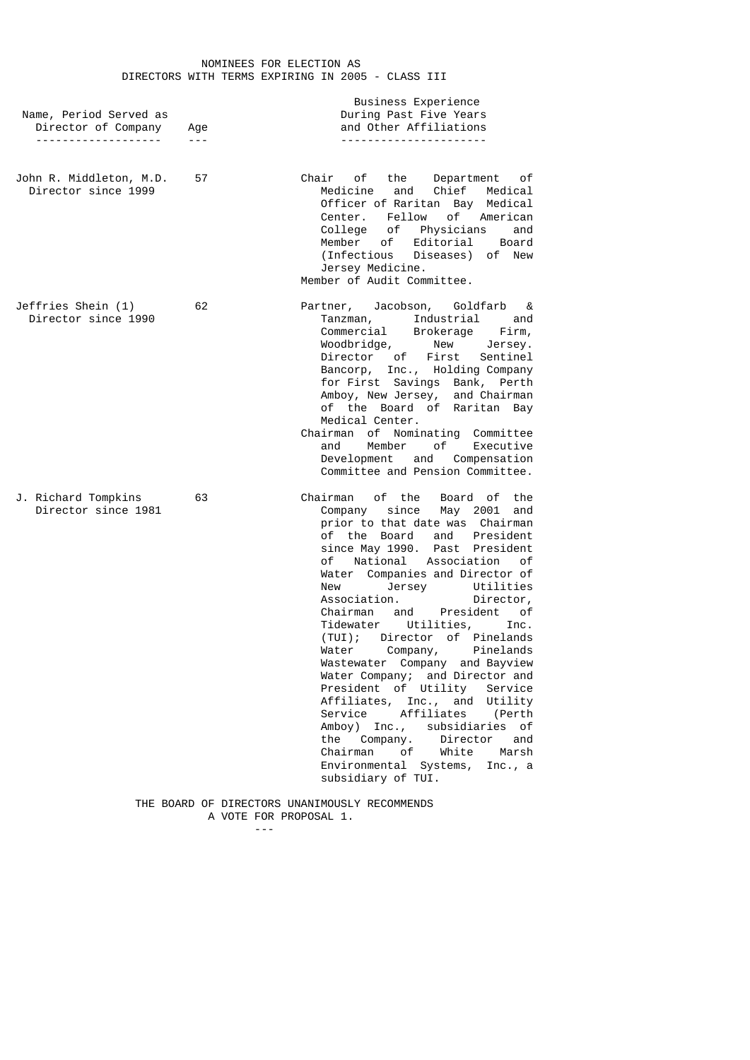## NOMINEES FOR ELECTION AS DIRECTORS WITH TERMS EXPIRING IN 2005 - CLASS III

| Name, Period Served as Director of Company | Age | Business Experience During Past Five Years and Other Affiliations |
|---|---|---|
| John R. Middleton, M.D. Director since 1999 | 57 | Chair of the Department of Medicine and Chief Medical Officer of Raritan Bay Medical Center. Fellow of American College of Physicians and Member of Editorial Board (Infectious Diseases) of New Jersey Medicine. Member of Audit Committee. |
| Jeffries Shein (1) Director since 1990 | 62 | Partner, Jacobson, Goldfarb & Tanzman, Industrial and Commercial Brokerage Firm, Woodbridge, New Jersey. Director of First Sentinel Bancorp, Inc., Holding Company for First Savings Bank, Perth Amboy, New Jersey, and Chairman of the Board of Raritan Bay Medical Center. Chairman of Nominating Committee and Member of Executive Development and Compensation Committee and Pension Committee. |
| J. Richard Tompkins Director since 1981 | 63 | Chairman of the Board of the Company since May 2001 and prior to that date was Chairman of the Board and President since May 1990. Past President of National Association of Water Companies and Director of New Jersey Utilities Association. Director, Chairman and President of Tidewater Utilities, Inc. (TUI); Director of Pinelands Water Company, Pinelands Wastewater Company and Bayview Water Company; and Director and President of Utility Service Affiliates, Inc., and Utility Service Affiliates (Perth Amboy) Inc., subsidiaries of the Company. Director and Chairman of White Marsh Environmental Systems, Inc., a subsidiary of TUI. |

THE BOARD OF DIRECTORS UNANIMOUSLY RECOMMENDS A VOTE FOR PROPOSAL 1.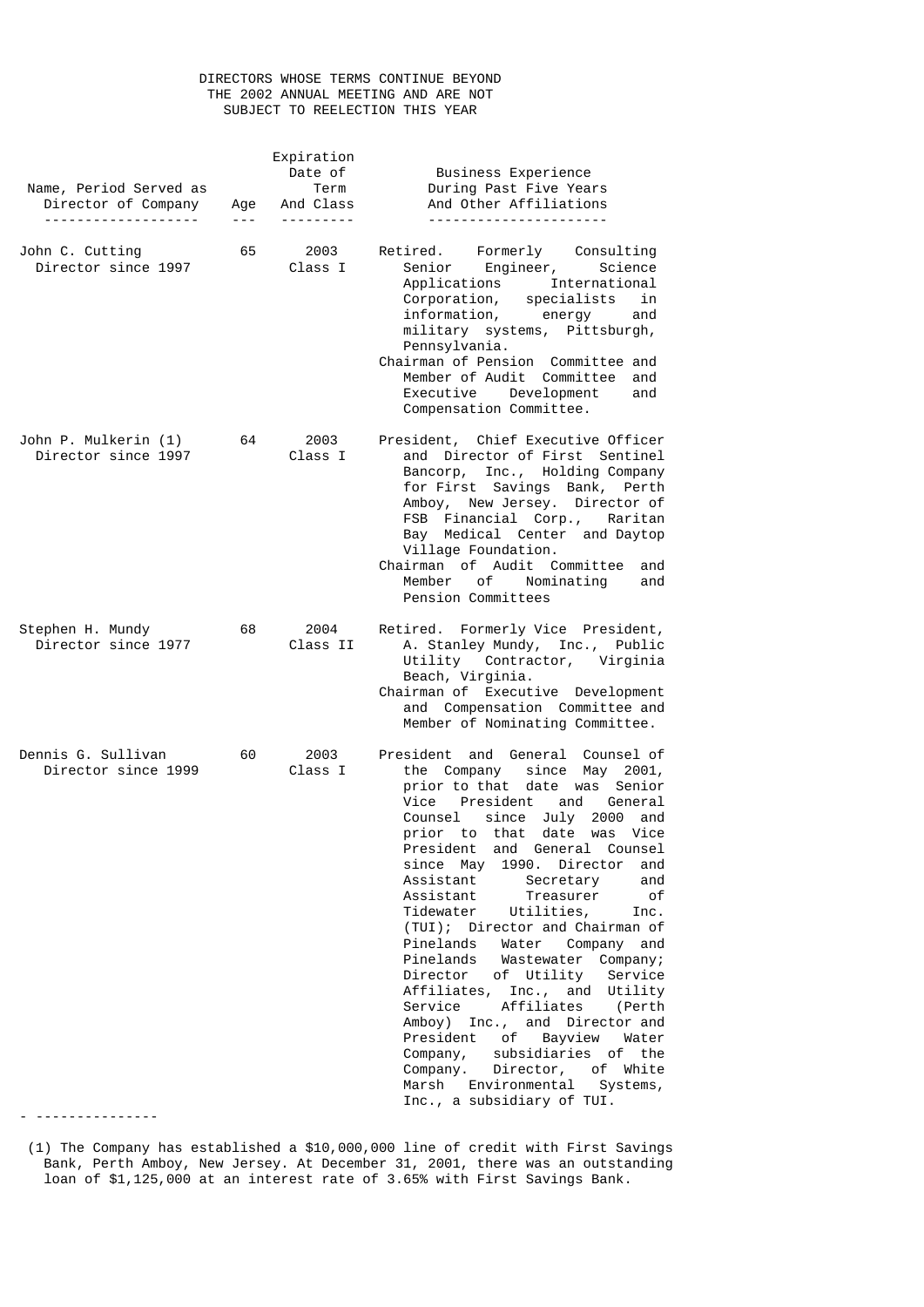## DIRECTORS WHOSE TERMS CONTINUE BEYOND THE 2002 ANNUAL MEETING AND ARE NOT SUBJECT TO REELECTION THIS YEAR

| Name, Period Served as Director of Company | Age | Expiration Date of Term And Class | Business Experience During Past Five Years And Other Affiliations |
|---|---|---|---|
| John C. Cutting<br>Director since 1997 | 65 | 2003<br>Class I | Retired. Formerly Consulting Senior Engineer, Science Applications International Corporation, specialists in information, energy and military systems, Pittsburgh, Pennsylvania.<br>Chairman of Pension Committee and Member of Audit Committee and Executive Development and Compensation Committee. |
| John P. Mulkerin (1)<br>Director since 1997 | 64 | 2003<br>Class I | President, Chief Executive Officer and Director of First Sentinel Bancorp, Inc., Holding Company for First Savings Bank, Perth Amboy, New Jersey. Director of FSB Financial Corp., Raritan Bay Medical Center and Daytop Village Foundation.<br>Chairman of Audit Committee and Member of Nominating and Pension Committees |
| Stephen H. Mundy<br>Director since 1977 | 68 | 2004<br>Class II | Retired. Formerly Vice President, A. Stanley Mundy, Inc., Public Utility Contractor, Virginia Beach, Virginia.<br>Chairman of Executive Development and Compensation Committee and Member of Nominating Committee. |
| Dennis G. Sullivan<br>Director since 1999 | 60 | 2003<br>Class I | President and General Counsel of the Company since May 2001, prior to that date was Senior Vice President and General Counsel since July 2000 and prior to that date was Vice President and General Counsel since May 1990. Director and Assistant Secretary and Assistant Treasurer of Tidewater Utilities, Inc. (TUI); Director and Chairman of Pinelands Water Company and Pinelands Wastewater Company; Director of Utility Service Affiliates, Inc., and Utility Service Affiliates (Perth Amboy) Inc., and Director and President of Bayview Water Company, subsidiaries of the Company. Director, of White Marsh Environmental Systems, Inc., a subsidiary of TUI. |

---------------

(1) The Company has established a $10,000,000 line of credit with First Savings Bank, Perth Amboy, New Jersey. At December 31, 2001, there was an outstanding loan of $1,125,000 at an interest rate of 3.65% with First Savings Bank.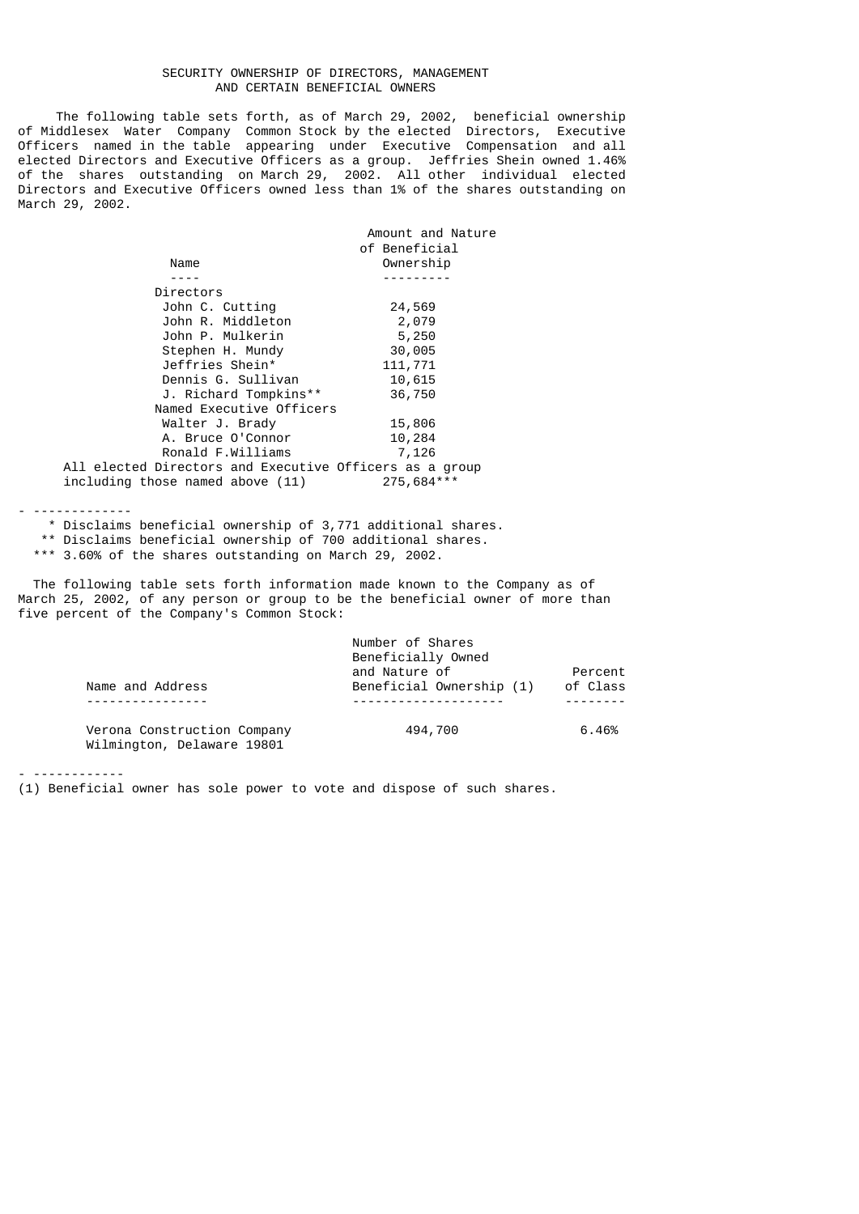## SECURITY OWNERSHIP OF DIRECTORS, MANAGEMENT AND CERTAIN BENEFICIAL OWNERS

The following table sets forth, as of March 29, 2002, beneficial ownership of Middlesex Water Company Common Stock by the elected Directors, Executive Officers named in the table appearing under Executive Compensation and all elected Directors and Executive Officers as a group. Jeffries Shein owned 1.46% of the shares outstanding on March 29, 2002. All other individual elected Directors and Executive Officers owned less than 1% of the shares outstanding on March 29, 2002.

| Name | Amount and Nature of Beneficial Ownership |
|---|---|
| **Directors** | |
| John C. Cutting | 24,569 |
| John R. Middleton | 2,079 |
| John P. Mulkerin | 5,250 |
| Stephen H. Mundy | 30,005 |
| Jeffries Shein* | 111,771 |
| Dennis G. Sullivan | 10,615 |
| J. Richard Tompkins** | 36,750 |
| **Named Executive Officers** | |
| Walter J. Brady | 15,806 |
| A. Bruce O'Connor | 10,284 |
| Ronald F.Williams | 7,126 |
| All elected Directors and Executive Officers as a group including those named above (11) | 275,684*** |

- -------------

\* Disclaims beneficial ownership of 3,771 additional shares.

** Disclaims beneficial ownership of 700 additional shares.

*** 3.60% of the shares outstanding on March 29, 2002.

The following table sets forth information made known to the Company as of March 25, 2002, of any person or group to be the beneficial owner of more than five percent of the Company's Common Stock:

| Name and Address | Number of Shares Beneficially Owned and Nature of Beneficial Ownership (1) | Percent of Class |
|---|---|---|
| Verona Construction Company<br>Wilmington, Delaware 19801 | 494,700 | 6.46% |

- ------------

(1) Beneficial owner has sole power to vote and dispose of such shares.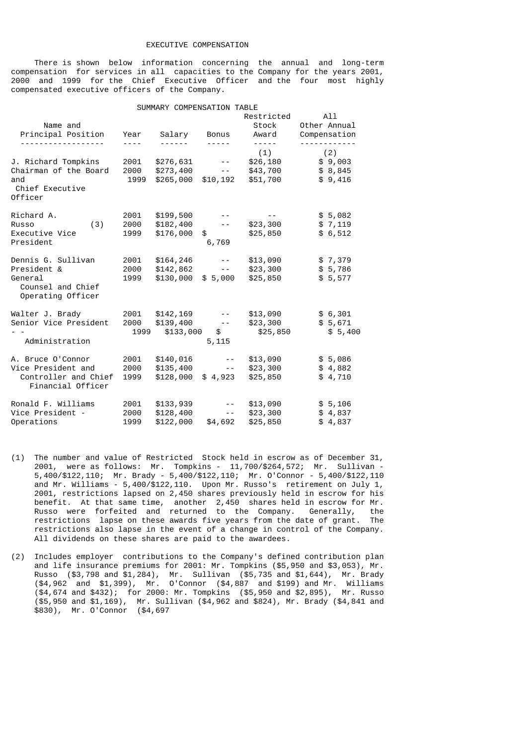# EXECUTIVE COMPENSATION

There is shown below information concerning the annual and long-term compensation for services in all capacities to the Company for the years 2001, 2000 and 1999 for the Chief Executive Officer and the four most highly compensated executive officers of the Company.

SUMMARY COMPENSATION TABLE

| Name and Principal Position | Year | Salary | Bonus | Restricted Stock Award (1) | All Other Annual Compensation (2) |
|---|---|---|---|---|---|
| J. Richard Tompkins | 2001 | $276,631 | -- | $26,180 | $ 9,003 |
| Chairman of the Board and | 2000 | $273,400 | -- | $43,700 | $ 8,845 |
| Chief Executive Officer | 1999 | $265,000 | $10,192 | $51,700 | $ 9,416 |
| Richard A. Russo (3) | 2001 | $199,500 | -- | -- | $ 5,082 |
| Executive Vice | 2000 | $182,400 | -- | $23,300 | $ 7,119 |
| President | 1999 | $176,000 | $ 6,769 | $25,850 | $ 6,512 |
| Dennis G. Sullivan | 2001 | $164,246 | -- | $13,090 | $ 7,379 |
| President & General | 2000 | $142,862 | -- | $23,300 | $ 5,786 |
| Counsel and Chief Operating Officer | 1999 | $130,000 | $ 5,000 | $25,850 | $ 5,577 |
| Walter J. Brady | 2001 | $142,169 | -- | $13,090 | $ 6,301 |
| Senior Vice President | 2000 | $139,400 | -- | $23,300 | $ 5,671 |
| -- Administration | 1999 | $133,000 | $ 5,115 | $25,850 | $ 5,400 |
| A. Bruce O'Connor | 2001 | $140,016 | -- | $13,090 | $ 5,086 |
| Vice President and | 2000 | $135,400 | -- | $23,300 | $ 4,882 |
| Controller and Chief Financial Officer | 1999 | $128,000 | $ 4,923 | $25,850 | $ 4,710 |
| Ronald F. Williams | 2001 | $133,939 | -- | $13,090 | $ 5,106 |
| Vice President - | 2000 | $128,400 | -- | $23,300 | $ 4,837 |
| Operations | 1999 | $122,000 | $4,692 | $25,850 | $ 4,837 |

(1) The number and value of Restricted Stock held in escrow as of December 31, 2001, were as follows: Mr. Tompkins - 11,700/$264,572; Mr. Sullivan - 5,400/$122,110; Mr. Brady - 5,400/$122,110; Mr. O'Connor - 5,400/$122,110 and Mr. Williams - 5,400/$122,110. Upon Mr. Russo's retirement on July 1, 2001, restrictions lapsed on 2,450 shares previously held in escrow for his benefit. At that same time, another 2,450 shares held in escrow for Mr. Russo were forfeited and returned to the Company. Generally, the restrictions lapse on these awards five years from the date of grant. The restrictions also lapse in the event of a change in control of the Company. All dividends on these shares are paid to the awardees.

(2) Includes employer contributions to the Company's defined contribution plan and life insurance premiums for 2001: Mr. Tompkins ($5,950 and $3,053), Mr. Russo ($3,798 and $1,284), Mr. Sullivan ($5,735 and $1,644), Mr. Brady ($4,962 and $1,399), Mr. O'Connor ($4,887 and $199) and Mr. Williams ($4,674 and $432); for 2000: Mr. Tompkins ($5,950 and $2,895), Mr. Russo ($5,950 and $1,169), Mr. Sullivan ($4,962 and $824), Mr. Brady ($4,841 and $830), Mr. O'Connor ($4,697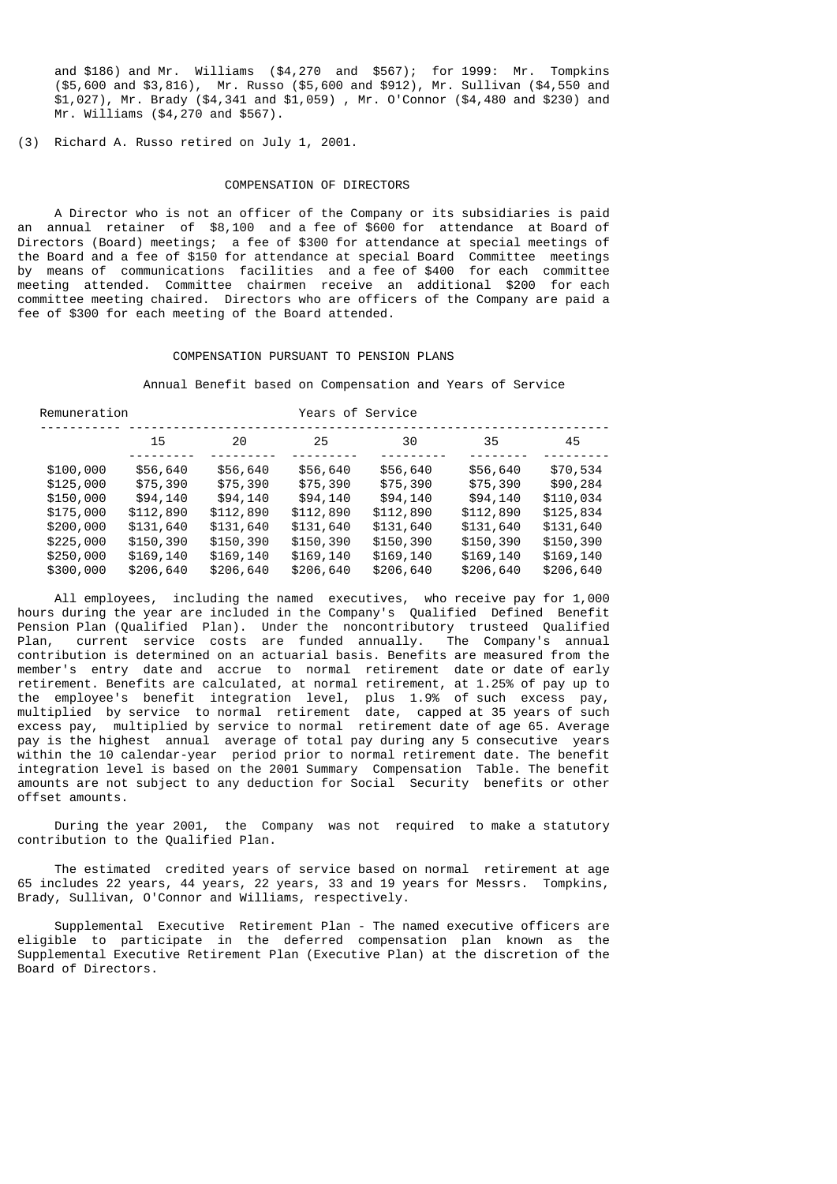and $186) and Mr. Williams ($4,270 and $567); for 1999: Mr. Tompkins ($5,600 and $3,816), Mr. Russo ($5,600 and $912), Mr. Sullivan ($4,550 and $1,027), Mr. Brady ($4,341 and $1,059) , Mr. O'Connor ($4,480 and $230) and Mr. Williams ($4,270 and $567).

(3) Richard A. Russo retired on July 1, 2001.

## COMPENSATION OF DIRECTORS

A Director who is not an officer of the Company or its subsidiaries is paid an annual retainer of $8,100 and a fee of $600 for attendance at Board of Directors (Board) meetings; a fee of $300 for attendance at special meetings of the Board and a fee of $150 for attendance at special Board Committee meetings by means of communications facilities and a fee of $400 for each committee meeting attended. Committee chairmen receive an additional $200 for each committee meeting chaired. Directors who are officers of the Company are paid a fee of $300 for each meeting of the Board attended.

## COMPENSATION PURSUANT TO PENSION PLANS

Annual Benefit based on Compensation and Years of Service

| Remuneration | Years of Service | | | | | |
|---|---|---|---|---|---|---|
| | 15 | 20 | 25 | 30 | 35 | 45 |
| $100,000 | $56,640 | $56,640 | $56,640 | $56,640 | $56,640 | $70,534 |
| $125,000 | $75,390 | $75,390 | $75,390 | $75,390 | $75,390 | $90,284 |
| $150,000 | $94,140 | $94,140 | $94,140 | $94,140 | $94,140 | $110,034 |
| $175,000 | $112,890 | $112,890 | $112,890 | $112,890 | $112,890 | $125,834 |
| $200,000 | $131,640 | $131,640 | $131,640 | $131,640 | $131,640 | $131,640 |
| $225,000 | $150,390 | $150,390 | $150,390 | $150,390 | $150,390 | $150,390 |
| $250,000 | $169,140 | $169,140 | $169,140 | $169,140 | $169,140 | $169,140 |
| $300,000 | $206,640 | $206,640 | $206,640 | $206,640 | $206,640 | $206,640 |

All employees, including the named executives, who receive pay for 1,000 hours during the year are included in the Company's Qualified Defined Benefit Pension Plan (Qualified Plan). Under the noncontributory trusteed Qualified Plan, current service costs are funded annually. The Company's annual contribution is determined on an actuarial basis. Benefits are measured from the member's entry date and accrue to normal retirement date or date of early retirement. Benefits are calculated, at normal retirement, at 1.25% of pay up to the employee's benefit integration level, plus 1.9% of such excess pay, multiplied by service to normal retirement date, capped at 35 years of such excess pay, multiplied by service to normal retirement date of age 65. Average pay is the highest annual average of total pay during any 5 consecutive years within the 10 calendar-year period prior to normal retirement date. The benefit integration level is based on the 2001 Summary Compensation Table. The benefit amounts are not subject to any deduction for Social Security benefits or other offset amounts.

During the year 2001, the Company was not required to make a statutory contribution to the Qualified Plan.

The estimated credited years of service based on normal retirement at age 65 includes 22 years, 44 years, 22 years, 33 and 19 years for Messrs. Tompkins, Brady, Sullivan, O'Connor and Williams, respectively.

Supplemental Executive Retirement Plan - The named executive officers are eligible to participate in the deferred compensation plan known as the Supplemental Executive Retirement Plan (Executive Plan) at the discretion of the Board of Directors.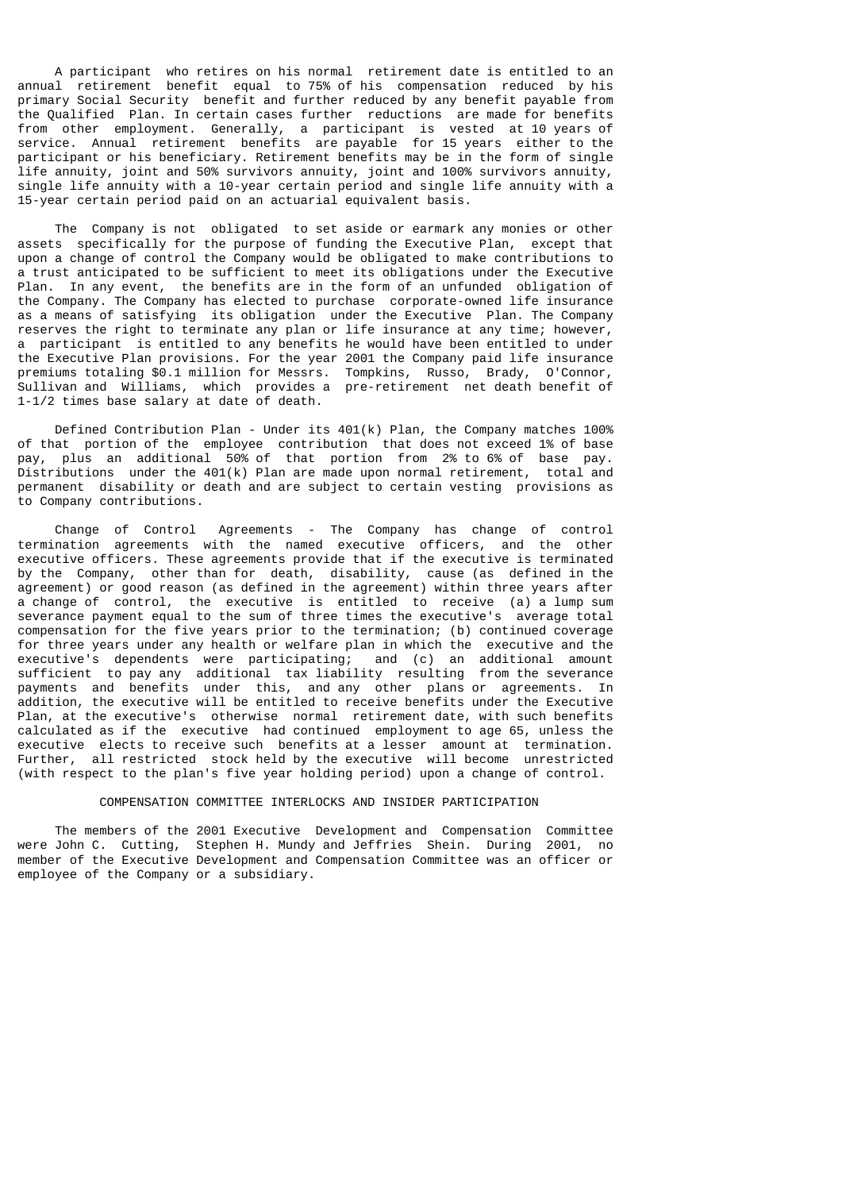A participant who retires on his normal retirement date is entitled to an annual retirement benefit equal to 75% of his compensation reduced by his primary Social Security benefit and further reduced by any benefit payable from the Qualified Plan. In certain cases further reductions are made for benefits from other employment. Generally, a participant is vested at 10 years of service. Annual retirement benefits are payable for 15 years either to the participant or his beneficiary. Retirement benefits may be in the form of single life annuity, joint and 50% survivors annuity, joint and 100% survivors annuity, single life annuity with a 10-year certain period and single life annuity with a 15-year certain period paid on an actuarial equivalent basis.

The Company is not obligated to set aside or earmark any monies or other assets specifically for the purpose of funding the Executive Plan, except that upon a change of control the Company would be obligated to make contributions to a trust anticipated to be sufficient to meet its obligations under the Executive Plan. In any event, the benefits are in the form of an unfunded obligation of the Company. The Company has elected to purchase corporate-owned life insurance as a means of satisfying its obligation under the Executive Plan. The Company reserves the right to terminate any plan or life insurance at any time; however, a participant is entitled to any benefits he would have been entitled to under the Executive Plan provisions. For the year 2001 the Company paid life insurance premiums totaling $0.1 million for Messrs. Tompkins, Russo, Brady, O'Connor, Sullivan and Williams, which provides a pre-retirement net death benefit of 1-1/2 times base salary at date of death.

Defined Contribution Plan - Under its 401(k) Plan, the Company matches 100% of that portion of the employee contribution that does not exceed 1% of base pay, plus an additional 50% of that portion from 2% to 6% of base pay. Distributions under the 401(k) Plan are made upon normal retirement, total and permanent disability or death and are subject to certain vesting provisions as to Company contributions.

Change of Control Agreements - The Company has change of control termination agreements with the named executive officers, and the other executive officers. These agreements provide that if the executive is terminated by the Company, other than for death, disability, cause (as defined in the agreement) or good reason (as defined in the agreement) within three years after a change of control, the executive is entitled to receive (a) a lump sum severance payment equal to the sum of three times the executive's average total compensation for the five years prior to the termination; (b) continued coverage for three years under any health or welfare plan in which the executive and the executive's dependents were participating; and (c) an additional amount sufficient to pay any additional tax liability resulting from the severance payments and benefits under this, and any other plans or agreements. In addition, the executive will be entitled to receive benefits under the Executive Plan, at the executive's otherwise normal retirement date, with such benefits calculated as if the executive had continued employment to age 65, unless the executive elects to receive such benefits at a lesser amount at termination. Further, all restricted stock held by the executive will become unrestricted (with respect to the plan's five year holding period) upon a change of control.

## COMPENSATION COMMITTEE INTERLOCKS AND INSIDER PARTICIPATION

The members of the 2001 Executive Development and Compensation Committee were John C. Cutting, Stephen H. Mundy and Jeffries Shein. During 2001, no member of the Executive Development and Compensation Committee was an officer or employee of the Company or a subsidiary.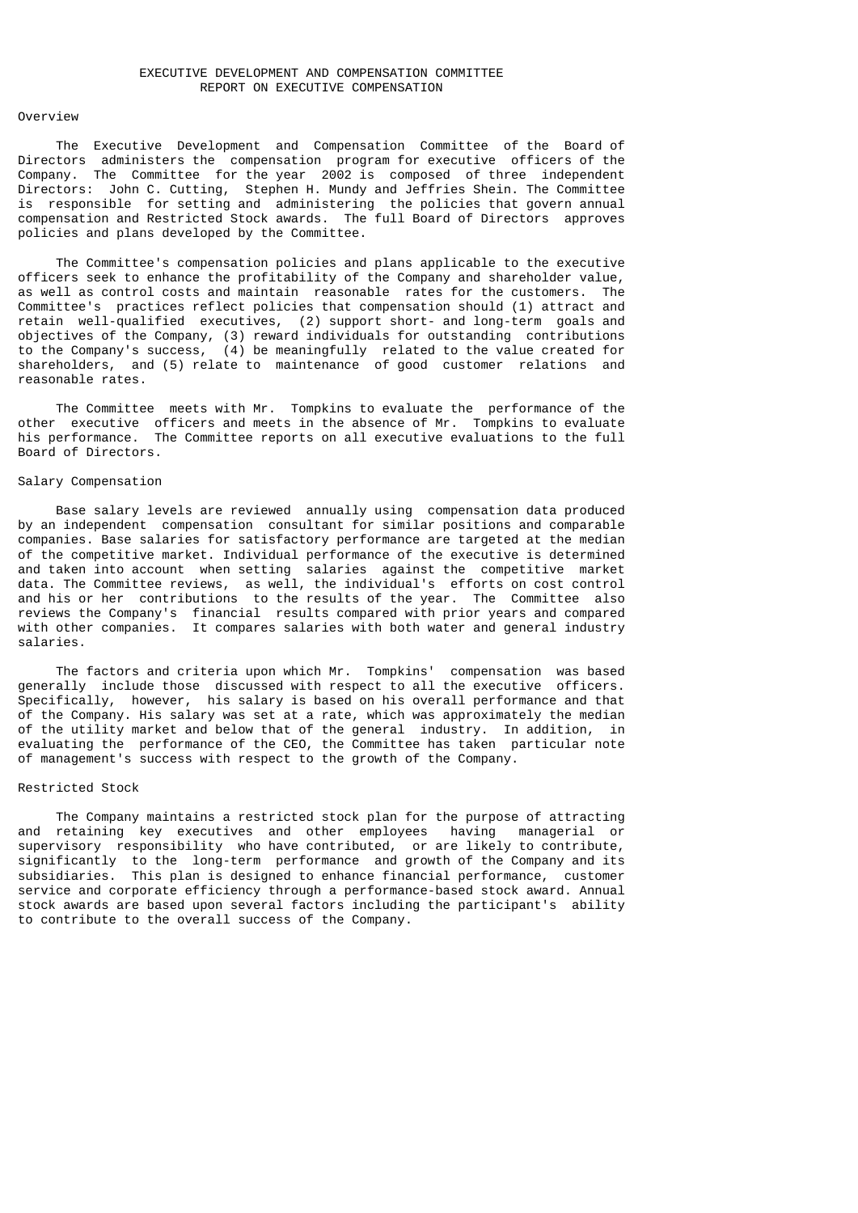# EXECUTIVE DEVELOPMENT AND COMPENSATION COMMITTEE REPORT ON EXECUTIVE COMPENSATION

## Overview

The Executive Development and Compensation Committee of the Board of Directors administers the compensation program for executive officers of the Company. The Committee for the year 2002 is composed of three independent Directors: John C. Cutting, Stephen H. Mundy and Jeffries Shein. The Committee is responsible for setting and administering the policies that govern annual compensation and Restricted Stock awards. The full Board of Directors approves policies and plans developed by the Committee.

The Committee's compensation policies and plans applicable to the executive officers seek to enhance the profitability of the Company and shareholder value, as well as control costs and maintain reasonable rates for the customers. The Committee's practices reflect policies that compensation should (1) attract and retain well-qualified executives, (2) support short- and long-term goals and objectives of the Company, (3) reward individuals for outstanding contributions to the Company's success, (4) be meaningfully related to the value created for shareholders, and (5) relate to maintenance of good customer relations and reasonable rates.

The Committee meets with Mr. Tompkins to evaluate the performance of the other executive officers and meets in the absence of Mr. Tompkins to evaluate his performance. The Committee reports on all executive evaluations to the full Board of Directors.

## Salary Compensation

Base salary levels are reviewed annually using compensation data produced by an independent compensation consultant for similar positions and comparable companies. Base salaries for satisfactory performance are targeted at the median of the competitive market. Individual performance of the executive is determined and taken into account when setting salaries against the competitive market data. The Committee reviews, as well, the individual's efforts on cost control and his or her contributions to the results of the year. The Committee also reviews the Company's financial results compared with prior years and compared with other companies. It compares salaries with both water and general industry salaries.

The factors and criteria upon which Mr. Tompkins' compensation was based generally include those discussed with respect to all the executive officers. Specifically, however, his salary is based on his overall performance and that of the Company. His salary was set at a rate, which was approximately the median of the utility market and below that of the general industry. In addition, in evaluating the performance of the CEO, the Committee has taken particular note of management's success with respect to the growth of the Company.

## Restricted Stock

The Company maintains a restricted stock plan for the purpose of attracting and retaining key executives and other employees having managerial or supervisory responsibility who have contributed, or are likely to contribute, significantly to the long-term performance and growth of the Company and its subsidiaries. This plan is designed to enhance financial performance, customer service and corporate efficiency through a performance-based stock award. Annual stock awards are based upon several factors including the participant's ability to contribute to the overall success of the Company.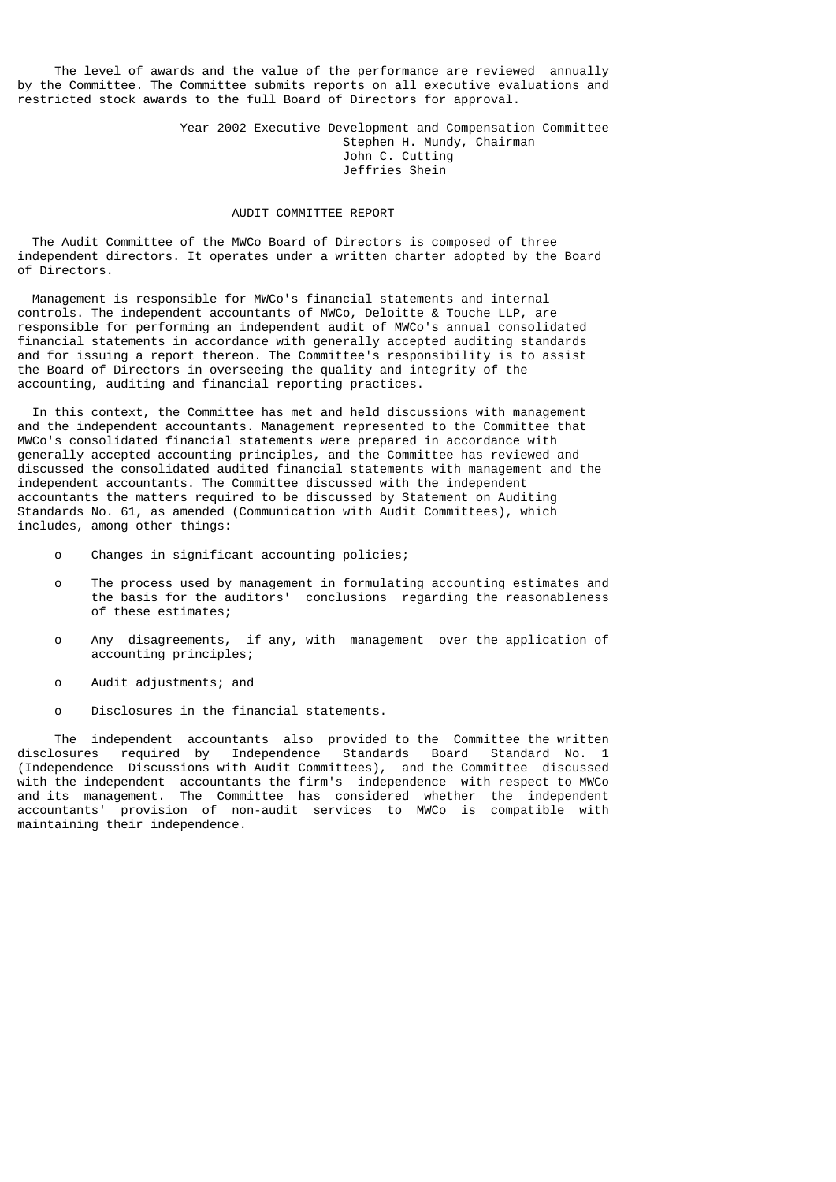The level of awards and the value of the performance are reviewed annually by the Committee. The Committee submits reports on all executive evaluations and restricted stock awards to the full Board of Directors for approval.

Year 2002 Executive Development and Compensation Committee
Stephen H. Mundy, Chairman
John C. Cutting
Jeffries Shein

## AUDIT COMMITTEE REPORT

The Audit Committee of the MWCo Board of Directors is composed of three independent directors. It operates under a written charter adopted by the Board of Directors.

Management is responsible for MWCo's financial statements and internal controls. The independent accountants of MWCo, Deloitte & Touche LLP, are responsible for performing an independent audit of MWCo's annual consolidated financial statements in accordance with generally accepted auditing standards and for issuing a report thereon. The Committee's responsibility is to assist the Board of Directors in overseeing the quality and integrity of the accounting, auditing and financial reporting practices.

In this context, the Committee has met and held discussions with management and the independent accountants. Management represented to the Committee that MWCo's consolidated financial statements were prepared in accordance with generally accepted accounting principles, and the Committee has reviewed and discussed the consolidated audited financial statements with management and the independent accountants. The Committee discussed with the independent accountants the matters required to be discussed by Statement on Auditing Standards No. 61, as amended (Communication with Audit Committees), which includes, among other things:

- Changes in significant accounting policies;
- The process used by management in formulating accounting estimates and the basis for the auditors' conclusions regarding the reasonableness of these estimates;
- Any disagreements, if any, with management over the application of accounting principles;
- Audit adjustments; and
- Disclosures in the financial statements.

The independent accountants also provided to the Committee the written disclosures required by Independence Standards Board Standard No. 1 (Independence Discussions with Audit Committees), and the Committee discussed with the independent accountants the firm's independence with respect to MWCo and its management. The Committee has considered whether the independent accountants' provision of non-audit services to MWCo is compatible with maintaining their independence.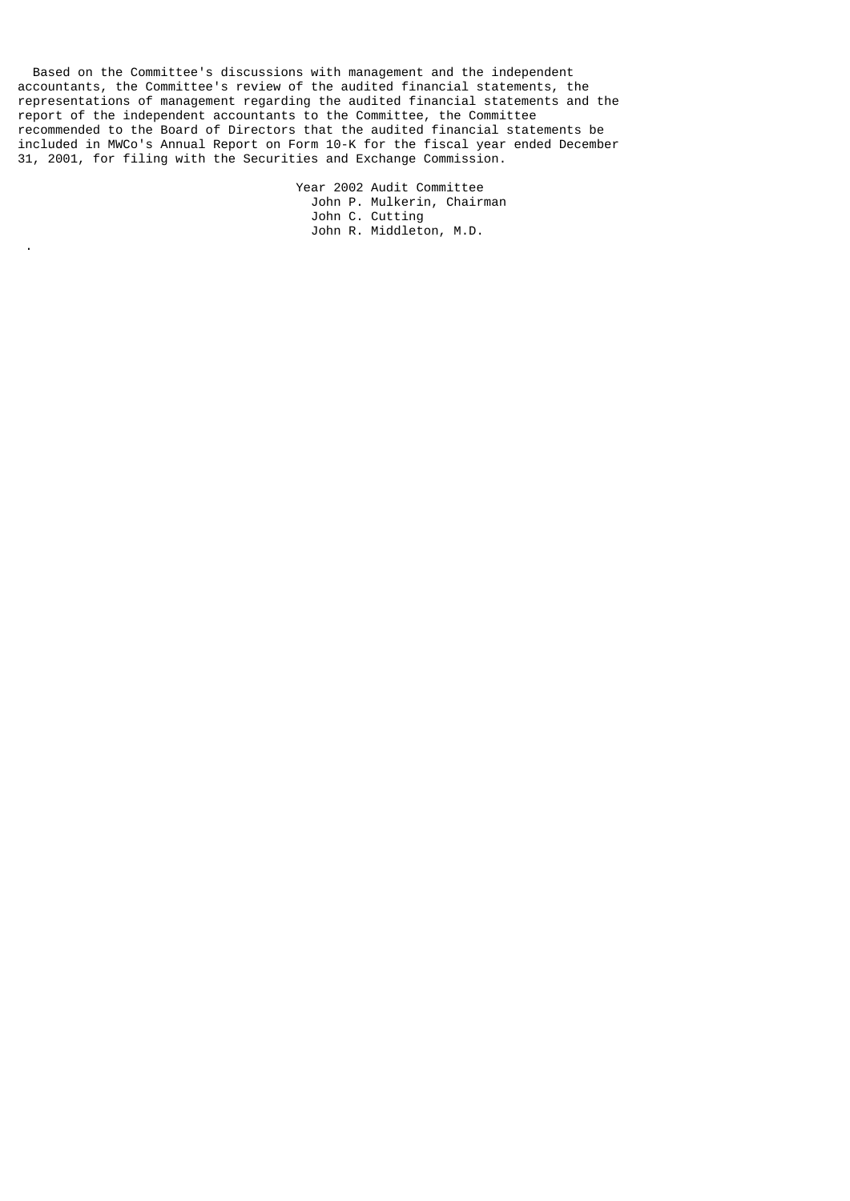Based on the Committee's discussions with management and the independent accountants, the Committee's review of the audited financial statements, the representations of management regarding the audited financial statements and the report of the independent accountants to the Committee, the Committee recommended to the Board of Directors that the audited financial statements be included in MWCo's Annual Report on Form 10-K for the fiscal year ended December 31, 2001, for filing with the Securities and Exchange Commission.

Year 2002 Audit Committee
John P. Mulkerin, Chairman
John C. Cutting
John R. Middleton, M.D.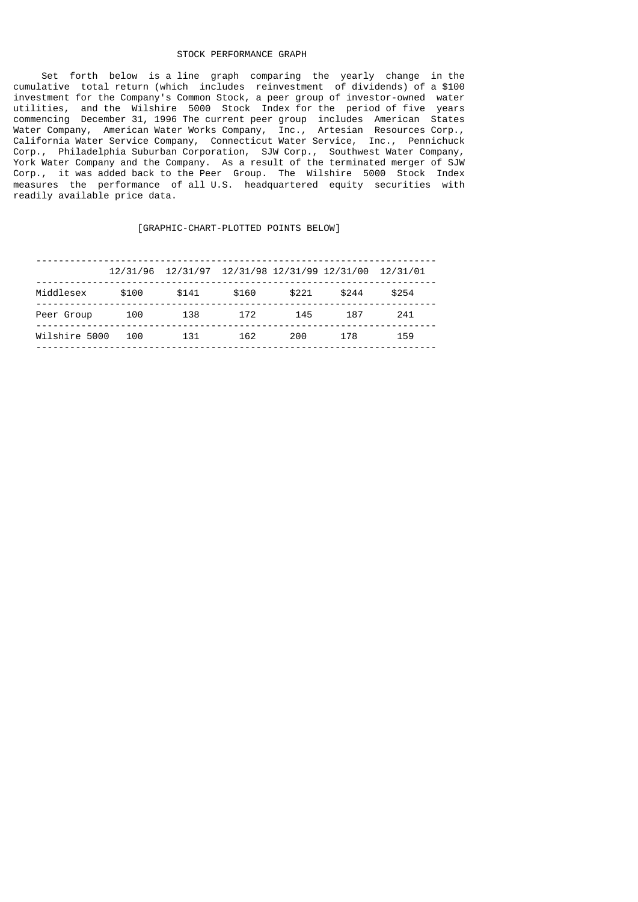# STOCK PERFORMANCE GRAPH

Set forth below is a line graph comparing the yearly change in the cumulative total return (which includes reinvestment of dividends) of a $100 investment for the Company's Common Stock, a peer group of investor-owned water utilities, and the Wilshire 5000 Stock Index for the period of five years commencing December 31, 1996 The current peer group includes American States Water Company, American Water Works Company, Inc., Artesian Resources Corp., California Water Service Company, Connecticut Water Service, Inc., Pennichuck Corp., Philadelphia Suburban Corporation, SJW Corp., Southwest Water Company, York Water Company and the Company. As a result of the terminated merger of SJW Corp., it was added back to the Peer Group. The Wilshire 5000 Stock Index measures the performance of all U.S. headquartered equity securities with readily available price data.

[GRAPHIC-CHART-PLOTTED POINTS BELOW]

| | 12/31/96 | 12/31/97 | 12/31/98 | 12/31/99 | 12/31/00 | 12/31/01 |
|---|---|---|---|---|---|---|
| Middlesex | $100 | $141 | $160 | $221 | $244 | $254 |
| Peer Group | 100 | 138 | 172 | 145 | 187 | 241 |
| Wilshire 5000 | 100 | 131 | 162 | 200 | 178 | 159 |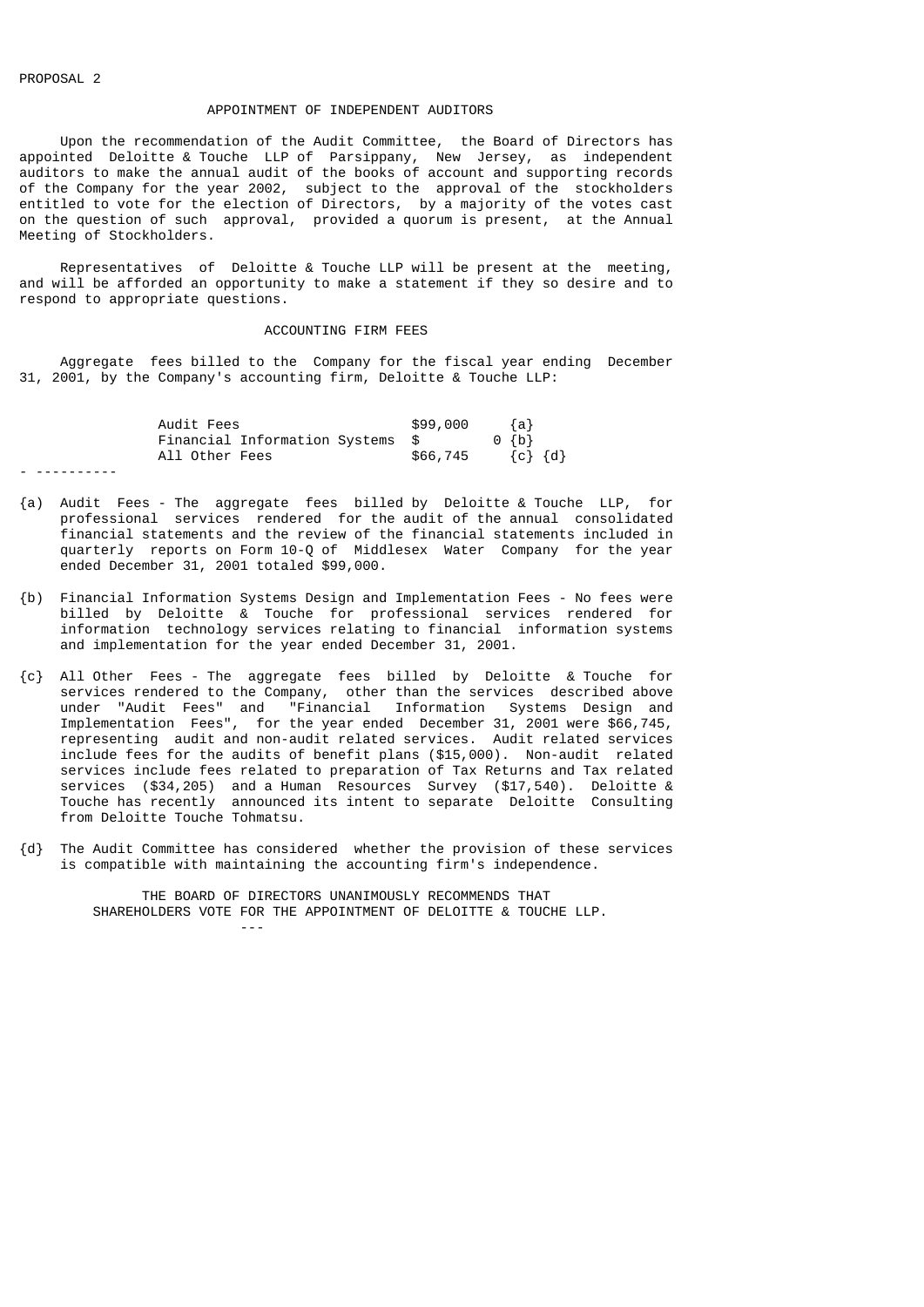PROPOSAL 2

## APPOINTMENT OF INDEPENDENT AUDITORS

Upon the recommendation of the Audit Committee, the Board of Directors has appointed Deloitte & Touche LLP of Parsippany, New Jersey, as independent auditors to make the annual audit of the books of account and supporting records of the Company for the year 2002, subject to the approval of the stockholders entitled to vote for the election of Directors, by a majority of the votes cast on the question of such approval, provided a quorum is present, at the Annual Meeting of Stockholders.

Representatives of Deloitte & Touche LLP will be present at the meeting, and will be afforded an opportunity to make a statement if they so desire and to respond to appropriate questions.

## ACCOUNTING FIRM FEES

Aggregate fees billed to the Company for the fiscal year ending December 31, 2001, by the Company's accounting firm, Deloitte & Touche LLP:

| | | |
|---|---|---|
| Audit Fees | $99,000 | {a} |
| Financial Information Systems | $ 0 | {b} |
| All Other Fees | $66,745 | {c} {d} |

- ----------

{a} Audit Fees - The aggregate fees billed by Deloitte & Touche LLP, for professional services rendered for the audit of the annual consolidated financial statements and the review of the financial statements included in quarterly reports on Form 10-Q of Middlesex Water Company for the year ended December 31, 2001 totaled $99,000.

{b} Financial Information Systems Design and Implementation Fees - No fees were billed by Deloitte & Touche for professional services rendered for information technology services relating to financial information systems and implementation for the year ended December 31, 2001.

{c} All Other Fees - The aggregate fees billed by Deloitte & Touche for services rendered to the Company, other than the services described above under "Audit Fees" and "Financial Information Systems Design and Implementation Fees", for the year ended December 31, 2001 were $66,745, representing audit and non-audit related services. Audit related services include fees for the audits of benefit plans ($15,000). Non-audit related services include fees related to preparation of Tax Returns and Tax related services ($34,205) and a Human Resources Survey ($17,540). Deloitte & Touche has recently announced its intent to separate Deloitte Consulting from Deloitte Touche Tohmatsu.

{d} The Audit Committee has considered whether the provision of these services is compatible with maintaining the accounting firm's independence.

**THE BOARD OF DIRECTORS UNANIMOUSLY RECOMMENDS THAT SHAREHOLDERS VOTE FOR THE APPOINTMENT OF DELOITTE & TOUCHE LLP.**

---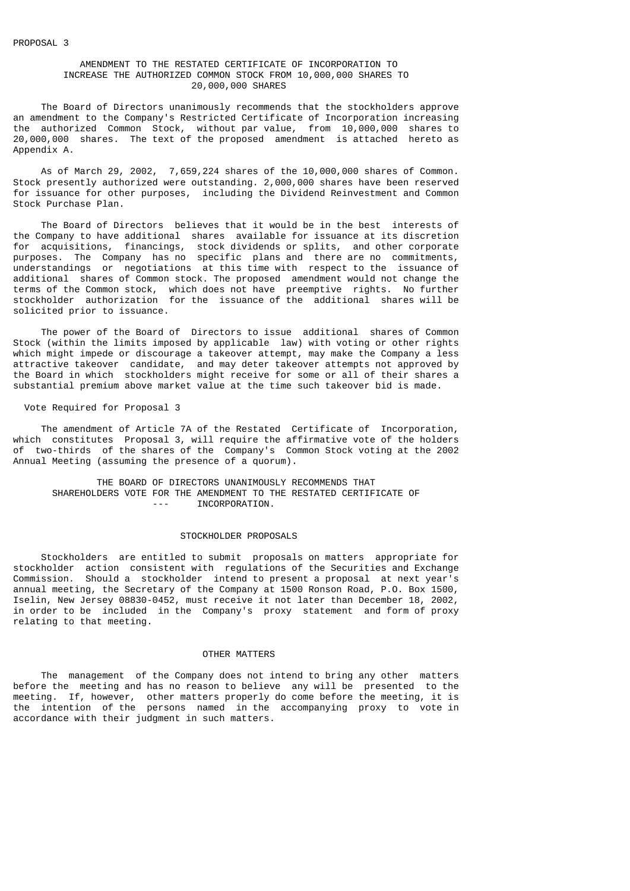PROPOSAL 3

## AMENDMENT TO THE RESTATED CERTIFICATE OF INCORPORATION TO INCREASE THE AUTHORIZED COMMON STOCK FROM 10,000,000 SHARES TO 20,000,000 SHARES

The Board of Directors unanimously recommends that the stockholders approve an amendment to the Company's Restricted Certificate of Incorporation increasing the authorized Common Stock, without par value, from 10,000,000 shares to 20,000,000 shares. The text of the proposed amendment is attached hereto as Appendix A.

As of March 29, 2002, 7,659,224 shares of the 10,000,000 shares of Common. Stock presently authorized were outstanding. 2,000,000 shares have been reserved for issuance for other purposes, including the Dividend Reinvestment and Common Stock Purchase Plan.

The Board of Directors believes that it would be in the best interests of the Company to have additional shares available for issuance at its discretion for acquisitions, financings, stock dividends or splits, and other corporate purposes. The Company has no specific plans and there are no commitments, understandings or negotiations at this time with respect to the issuance of additional shares of Common stock. The proposed amendment would not change the terms of the Common stock, which does not have preemptive rights. No further stockholder authorization for the issuance of the additional shares will be solicited prior to issuance.

The power of the Board of Directors to issue additional shares of Common Stock (within the limits imposed by applicable law) with voting or other rights which might impede or discourage a takeover attempt, may make the Company a less attractive takeover candidate, and may deter takeover attempts not approved by the Board in which stockholders might receive for some or all of their shares a substantial premium above market value at the time such takeover bid is made.

### Vote Required for Proposal 3

The amendment of Article 7A of the Restated Certificate of Incorporation, which constitutes Proposal 3, will require the affirmative vote of the holders of two-thirds of the shares of the Company's Common Stock voting at the 2002 Annual Meeting (assuming the presence of a quorum).

**THE BOARD OF DIRECTORS UNANIMOUSLY RECOMMENDS THAT SHAREHOLDERS VOTE FOR THE AMENDMENT TO THE RESTATED CERTIFICATE OF INCORPORATION.**

## STOCKHOLDER PROPOSALS

Stockholders are entitled to submit proposals on matters appropriate for stockholder action consistent with regulations of the Securities and Exchange Commission. Should a stockholder intend to present a proposal at next year's annual meeting, the Secretary of the Company at 1500 Ronson Road, P.O. Box 1500, Iselin, New Jersey 08830-0452, must receive it not later than December 18, 2002, in order to be included in the Company's proxy statement and form of proxy relating to that meeting.

## OTHER MATTERS

The management of the Company does not intend to bring any other matters before the meeting and has no reason to believe any will be presented to the meeting. If, however, other matters properly do come before the meeting, it is the intention of the persons named in the accompanying proxy to vote in accordance with their judgment in such matters.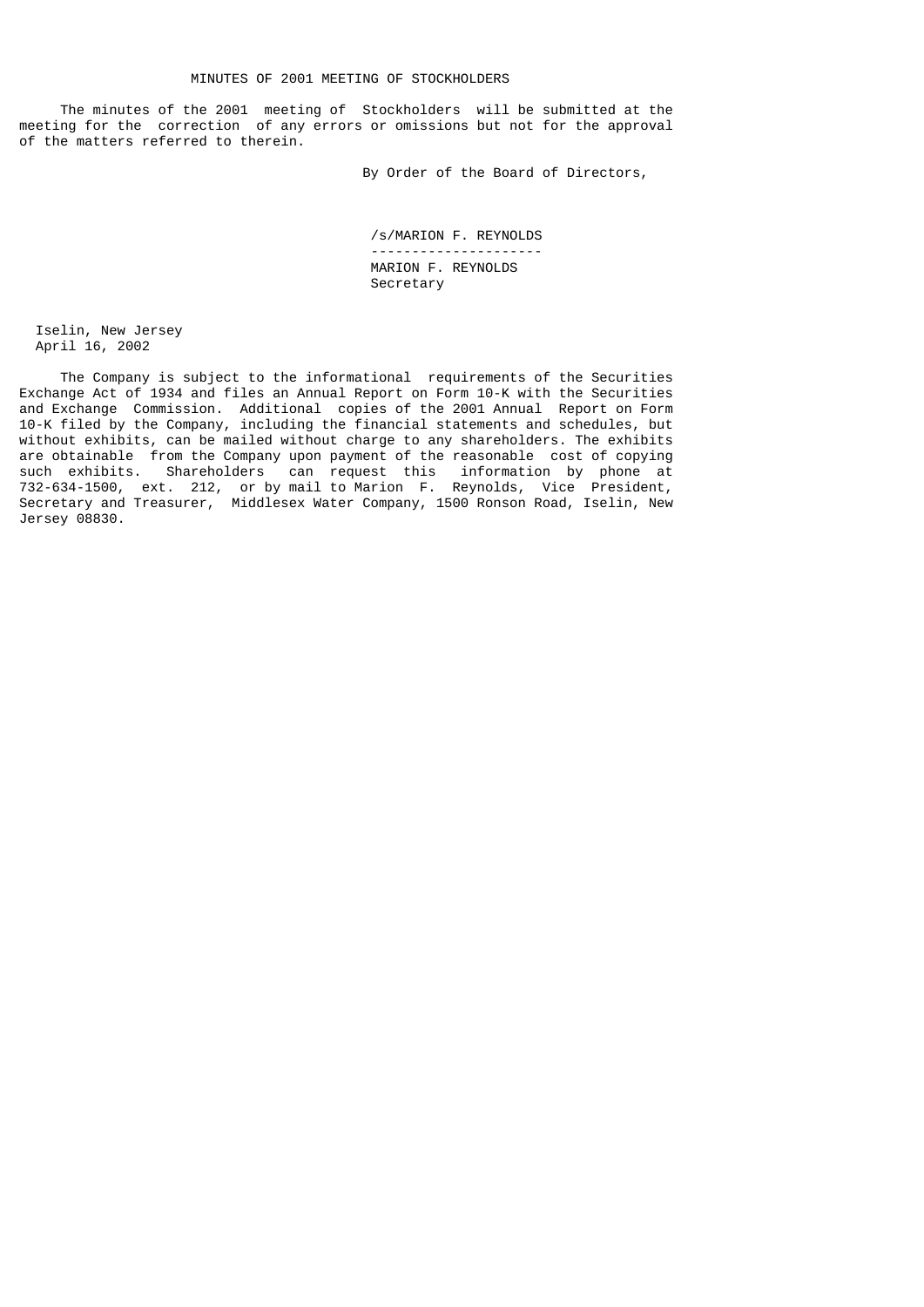## MINUTES OF 2001 MEETING OF STOCKHOLDERS

The minutes of the 2001 meeting of Stockholders will be submitted at the meeting for the correction of any errors or omissions but not for the approval of the matters referred to therein.

By Order of the Board of Directors,

/s/MARION F. REYNOLDS

MARION F. REYNOLDS
Secretary

Iselin, New Jersey
April 16, 2002

The Company is subject to the informational requirements of the Securities Exchange Act of 1934 and files an Annual Report on Form 10-K with the Securities and Exchange Commission. Additional copies of the 2001 Annual Report on Form 10-K filed by the Company, including the financial statements and schedules, but without exhibits, can be mailed without charge to any shareholders. The exhibits are obtainable from the Company upon payment of the reasonable cost of copying such exhibits. Shareholders can request this information by phone at 732-634-1500, ext. 212, or by mail to Marion F. Reynolds, Vice President, Secretary and Treasurer, Middlesex Water Company, 1500 Ronson Road, Iselin, New Jersey 08830.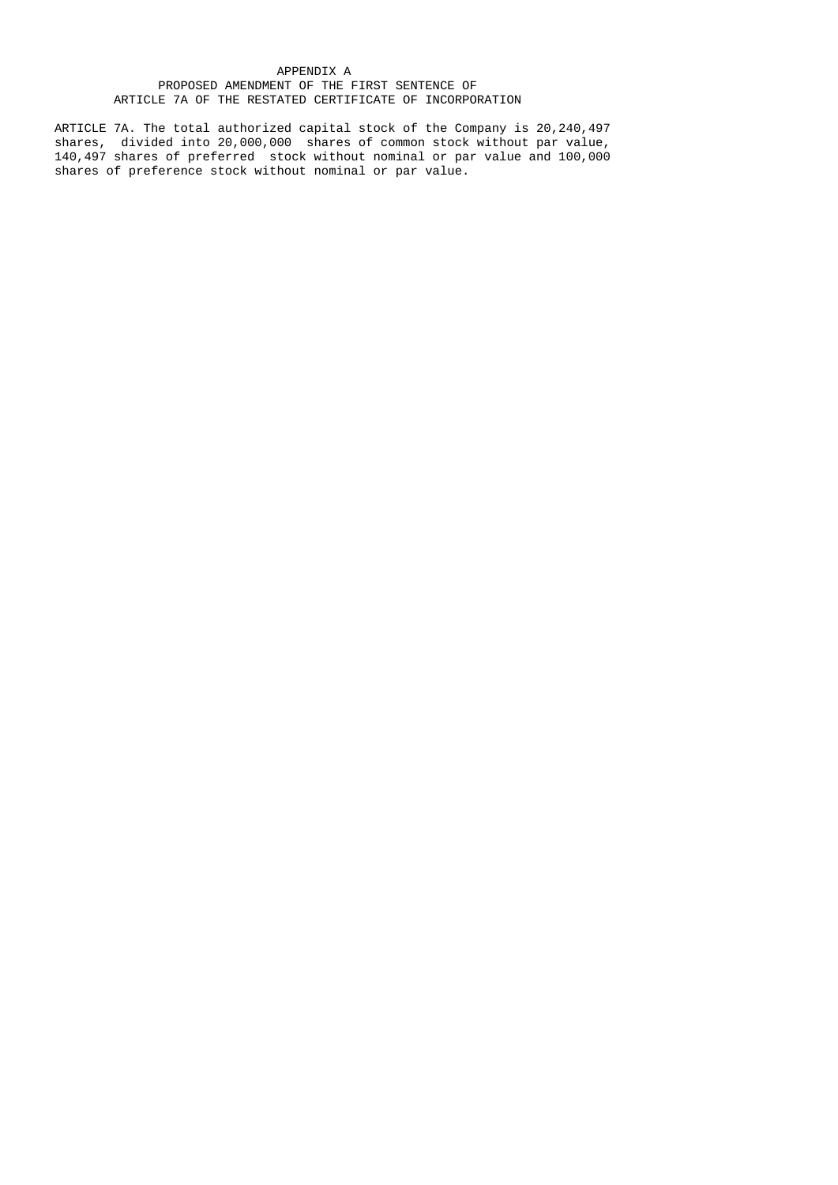# APPENDIX A

## PROPOSED AMENDMENT OF THE FIRST SENTENCE OF ARTICLE 7A OF THE RESTATED CERTIFICATE OF INCORPORATION

ARTICLE 7A. The total authorized capital stock of the Company is 20,240,497 shares, divided into 20,000,000 shares of common stock without par value, 140,497 shares of preferred stock without nominal or par value and 100,000 shares of preference stock without nominal or par value.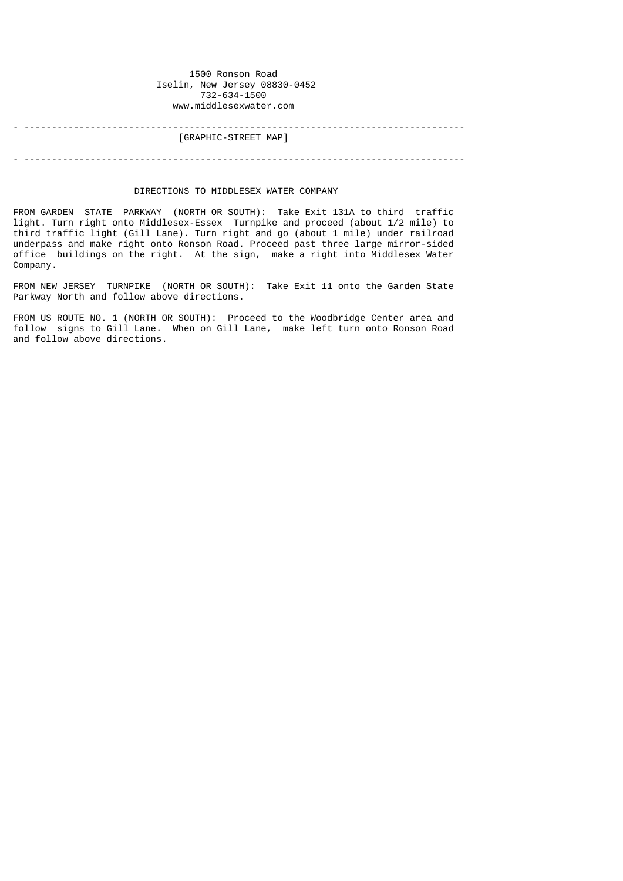1500 Ronson Road
Iselin, New Jersey 08830-0452
732-634-1500
www.middlesexwater.com

---

[GRAPHIC-STREET MAP]

---

## DIRECTIONS TO MIDDLESEX WATER COMPANY

FROM GARDEN STATE PARKWAY (NORTH OR SOUTH): Take Exit 131A to third traffic light. Turn right onto Middlesex-Essex Turnpike and proceed (about 1/2 mile) to third traffic light (Gill Lane). Turn right and go (about 1 mile) under railroad underpass and make right onto Ronson Road. Proceed past three large mirror-sided office buildings on the right. At the sign, make a right into Middlesex Water Company.

FROM NEW JERSEY TURNPIKE (NORTH OR SOUTH): Take Exit 11 onto the Garden State Parkway North and follow above directions.

FROM US ROUTE NO. 1 (NORTH OR SOUTH): Proceed to the Woodbridge Center area and follow signs to Gill Lane. When on Gill Lane, make left turn onto Ronson Road and follow above directions.